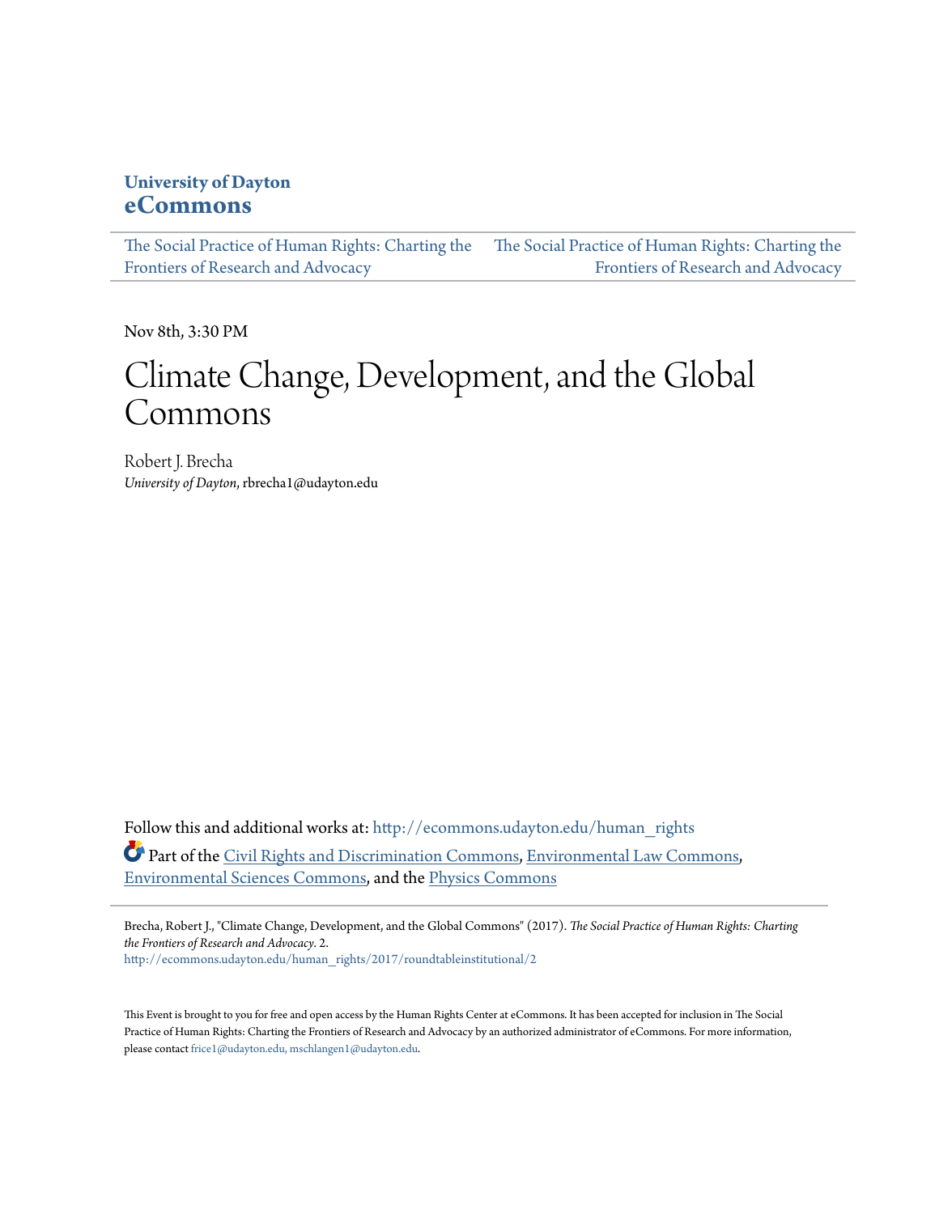**University of Dayton**
**eCommons**

The Social Practice of Human Rights: Charting the Frontiers of Research and Advocacy | The Social Practice of Human Rights: Charting the Frontiers of Research and Advocacy

Nov 8th, 3:30 PM

# Climate Change, Development, and the Global Commons

Robert J. Brecha
*University of Dayton*, rbrecha1@udayton.edu

Follow this and additional works at: http://ecommons.udayton.edu/human_rights

Part of the Civil Rights and Discrimination Commons, Environmental Law Commons, Environmental Sciences Commons, and the Physics Commons

Brecha, Robert J., "Climate Change, Development, and the Global Commons" (2017). *The Social Practice of Human Rights: Charting the Frontiers of Research and Advocacy*. 2.
http://ecommons.udayton.edu/human_rights/2017/roundtableinstitutional/2

This Event is brought to you for free and open access by the Human Rights Center at eCommons. It has been accepted for inclusion in The Social Practice of Human Rights: Charting the Frontiers of Research and Advocacy by an authorized administrator of eCommons. For more information, please contact frice1@udayton.edu, mschlangen1@udayton.edu.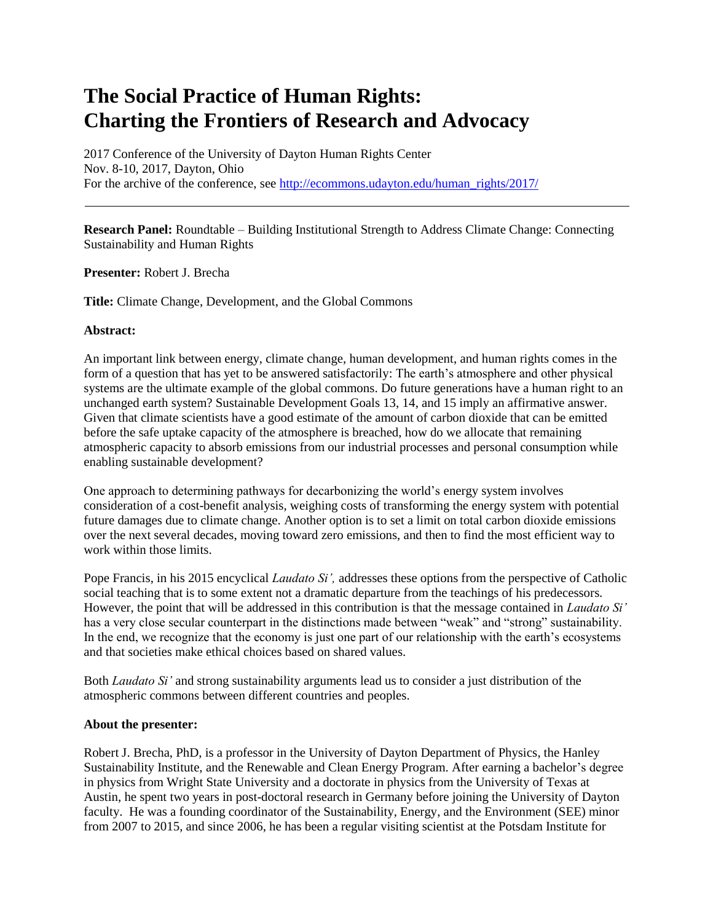# The Social Practice of Human Rights: Charting the Frontiers of Research and Advocacy

2017 Conference of the University of Dayton Human Rights Center
Nov. 8-10, 2017, Dayton, Ohio
For the archive of the conference, see http://ecommons.udayton.edu/human_rights/2017/

---

**Research Panel:** Roundtable – Building Institutional Strength to Address Climate Change: Connecting Sustainability and Human Rights

**Presenter:** Robert J. Brecha

**Title:** Climate Change, Development, and the Global Commons

**Abstract:**

An important link between energy, climate change, human development, and human rights comes in the form of a question that has yet to be answered satisfactorily: The earth's atmosphere and other physical systems are the ultimate example of the global commons. Do future generations have a human right to an unchanged earth system? Sustainable Development Goals 13, 14, and 15 imply an affirmative answer. Given that climate scientists have a good estimate of the amount of carbon dioxide that can be emitted before the safe uptake capacity of the atmosphere is breached, how do we allocate that remaining atmospheric capacity to absorb emissions from our industrial processes and personal consumption while enabling sustainable development?

One approach to determining pathways for decarbonizing the world's energy system involves consideration of a cost-benefit analysis, weighing costs of transforming the energy system with potential future damages due to climate change. Another option is to set a limit on total carbon dioxide emissions over the next several decades, moving toward zero emissions, and then to find the most efficient way to work within those limits.

Pope Francis, in his 2015 encyclical *Laudato Si',* addresses these options from the perspective of Catholic social teaching that is to some extent not a dramatic departure from the teachings of his predecessors. However, the point that will be addressed in this contribution is that the message contained in *Laudato Si'* has a very close secular counterpart in the distinctions made between "weak" and "strong" sustainability. In the end, we recognize that the economy is just one part of our relationship with the earth's ecosystems and that societies make ethical choices based on shared values.

Both *Laudato Si'* and strong sustainability arguments lead us to consider a just distribution of the atmospheric commons between different countries and peoples.

**About the presenter:**

Robert J. Brecha, PhD, is a professor in the University of Dayton Department of Physics, the Hanley Sustainability Institute, and the Renewable and Clean Energy Program. After earning a bachelor's degree in physics from Wright State University and a doctorate in physics from the University of Texas at Austin, he spent two years in post-doctoral research in Germany before joining the University of Dayton faculty. He was a founding coordinator of the Sustainability, Energy, and the Environment (SEE) minor from 2007 to 2015, and since 2006, he has been a regular visiting scientist at the Potsdam Institute for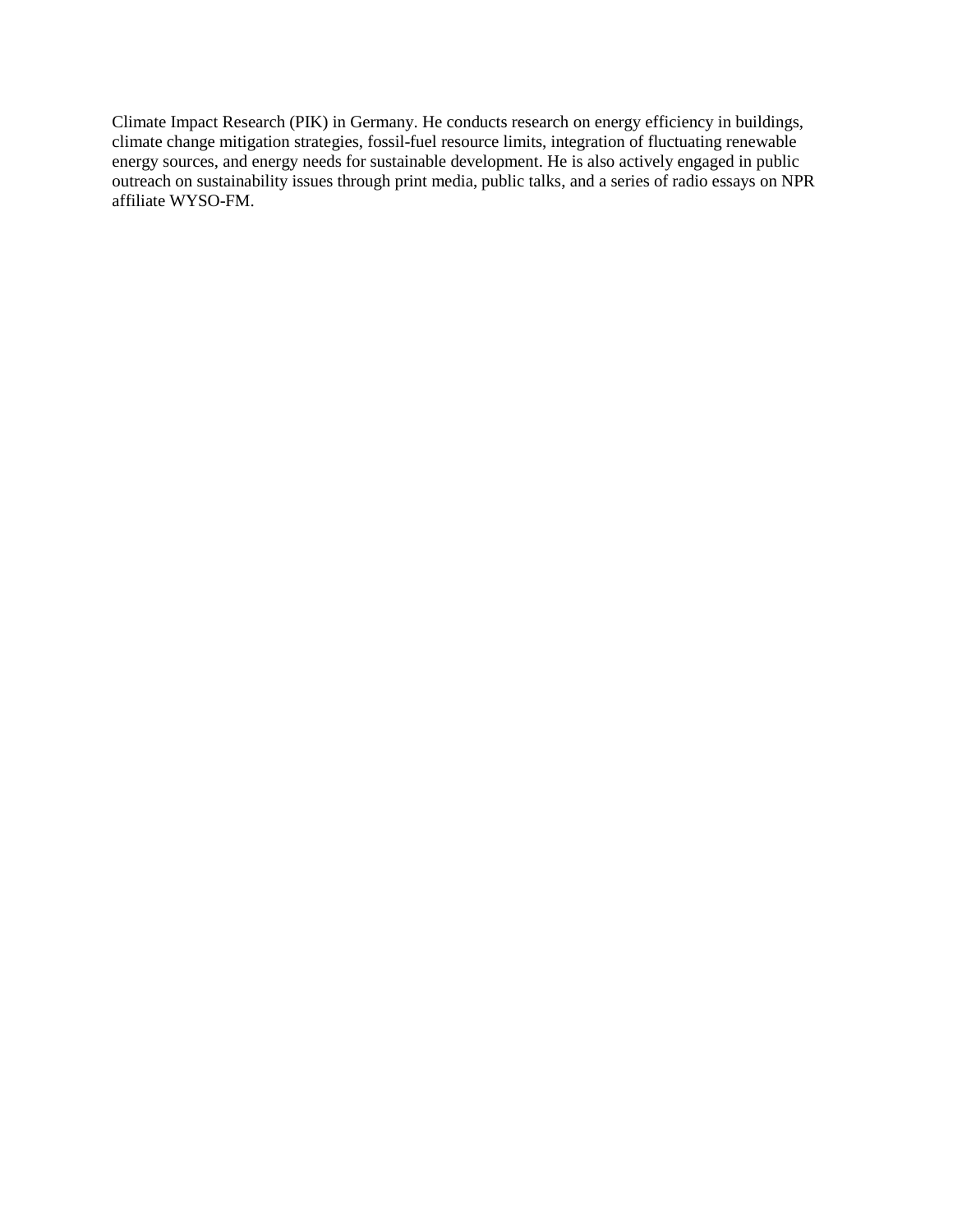Climate Impact Research (PIK) in Germany. He conducts research on energy efficiency in buildings, climate change mitigation strategies, fossil-fuel resource limits, integration of fluctuating renewable energy sources, and energy needs for sustainable development. He is also actively engaged in public outreach on sustainability issues through print media, public talks, and a series of radio essays on NPR affiliate WYSO-FM.